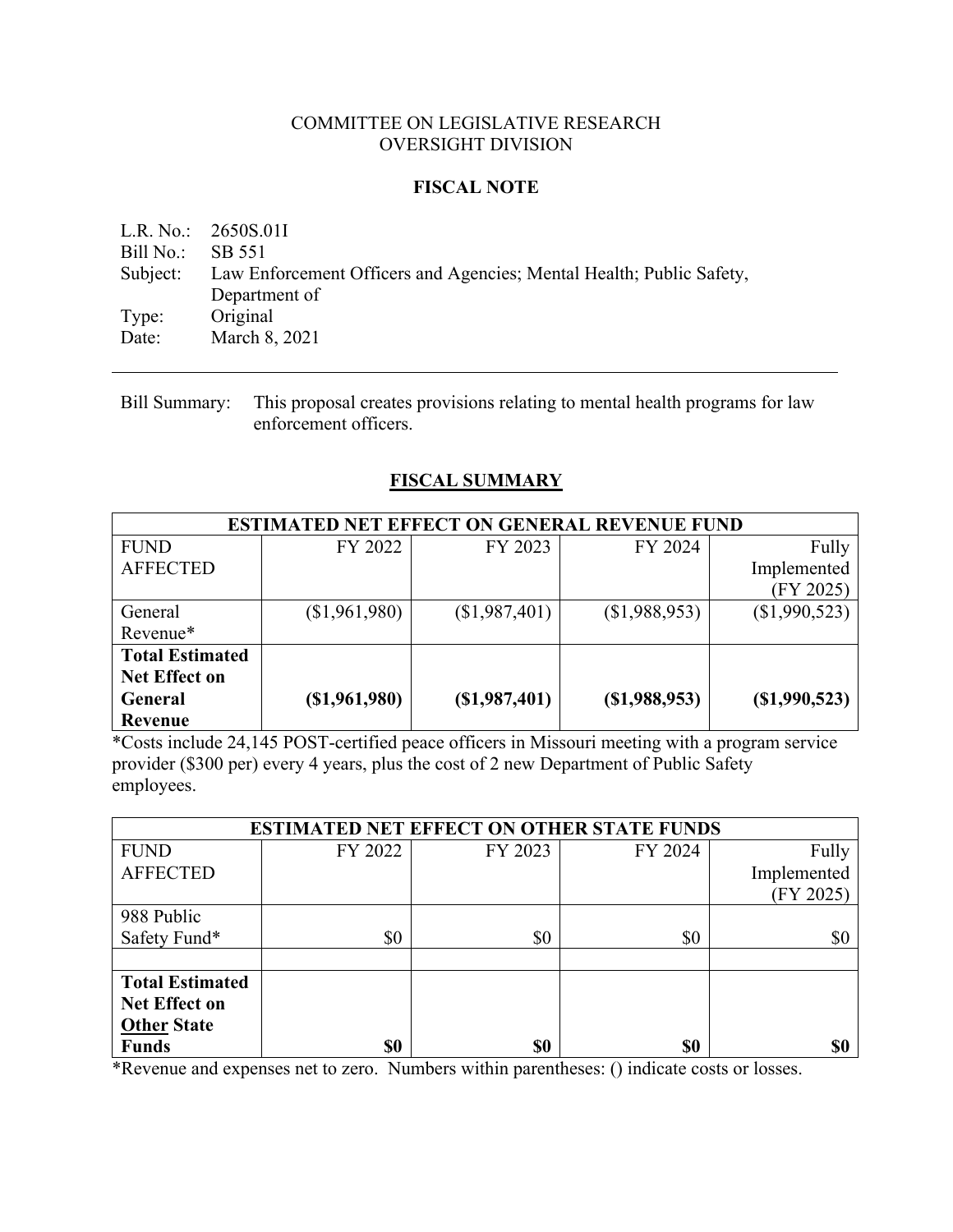COMMITTEE ON LEGISLATIVE RESEARCH
OVERSIGHT DIVISION

# FISCAL NOTE

L.R. No.: 2650S.01I
Bill No.: SB 551
Subject: Law Enforcement Officers and Agencies; Mental Health; Public Safety, Department of
Type: Original
Date: March 8, 2021

---

Bill Summary: This proposal creates provisions relating to mental health programs for law enforcement officers.

## FISCAL SUMMARY

| ESTIMATED NET EFFECT ON GENERAL REVENUE FUND | | | | |
|---|---|---|---|---|
| FUND AFFECTED | FY 2022 | FY 2023 | FY 2024 | Fully Implemented (FY 2025) |
| General Revenue* | ($1,961,980) | ($1,987,401) | ($1,988,953) | ($1,990,523) |
| **Total Estimated Net Effect on General Revenue** | **($1,961,980)** | **($1,987,401)** | **($1,988,953)** | **($1,990,523)** |

*Costs include 24,145 POST-certified peace officers in Missouri meeting with a program service provider ($300 per) every 4 years, plus the cost of 2 new Department of Public Safety employees.

| ESTIMATED NET EFFECT ON OTHER STATE FUNDS | | | | |
|---|---|---|---|---|
| FUND AFFECTED | FY 2022 | FY 2023 | FY 2024 | Fully Implemented (FY 2025) |
| 988 Public Safety Fund* | $0 | $0 | $0 | $0 |
| | | | | |
| **Total Estimated Net Effect on Other State Funds** | **$0** | **$0** | **$0** | **$0** |

*Revenue and expenses net to zero. Numbers within parentheses: () indicate costs or losses.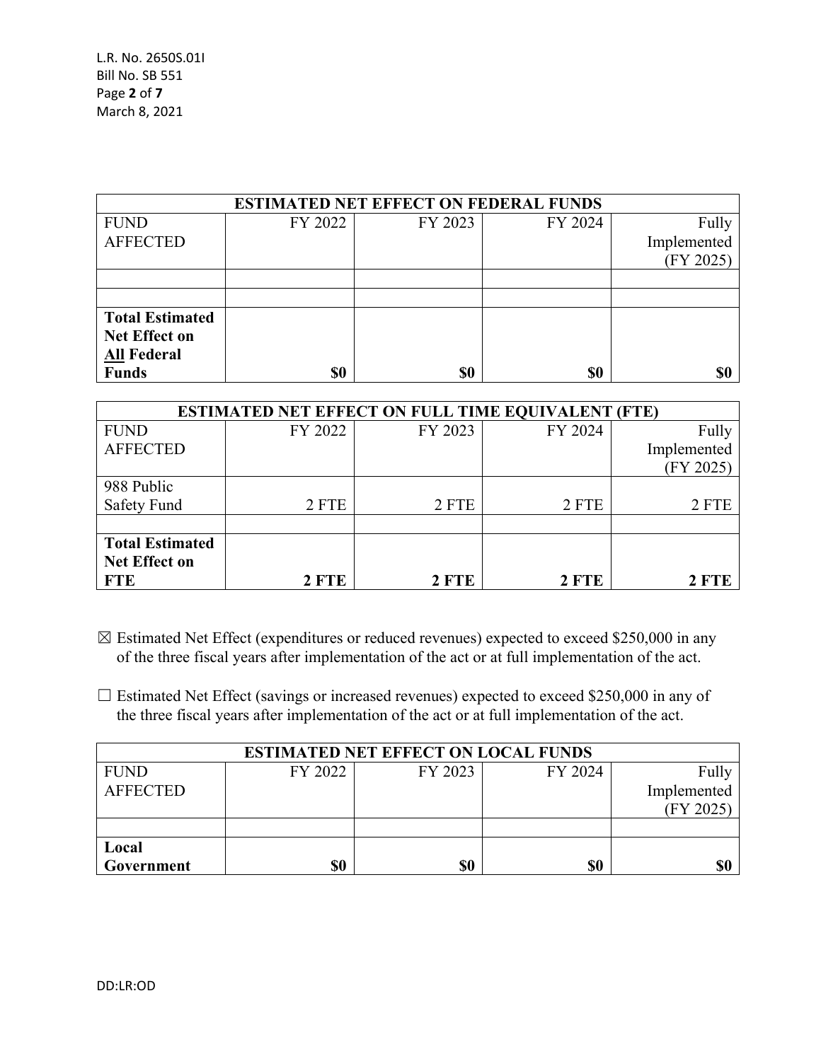| ESTIMATED NET EFFECT ON FEDERAL FUNDS | | | | |
|---|---|---|---|---|
| FUND AFFECTED | FY 2022 | FY 2023 | FY 2024 | Fully Implemented (FY 2025) |
| | | | | |
| | | | | |
| **Total Estimated Net Effect on All Federal Funds** | **$0** | **$0** | **$0** | **$0** |

| ESTIMATED NET EFFECT ON FULL TIME EQUIVALENT (FTE) | | | | |
|---|---|---|---|---|
| FUND AFFECTED | FY 2022 | FY 2023 | FY 2024 | Fully Implemented (FY 2025) |
| 988 Public Safety Fund | 2 FTE | 2 FTE | 2 FTE | 2 FTE |
| | | | | |
| **Total Estimated Net Effect on FTE** | **2 FTE** | **2 FTE** | **2 FTE** | **2 FTE** |

☒ Estimated Net Effect (expenditures or reduced revenues) expected to exceed $250,000 in any of the three fiscal years after implementation of the act or at full implementation of the act.

☐ Estimated Net Effect (savings or increased revenues) expected to exceed $250,000 in any of the three fiscal years after implementation of the act or at full implementation of the act.

| ESTIMATED NET EFFECT ON LOCAL FUNDS | | | | |
|---|---|---|---|---|
| FUND AFFECTED | FY 2022 | FY 2023 | FY 2024 | Fully Implemented (FY 2025) |
| | | | | |
| **Local Government** | **$0** | **$0** | **$0** | **$0** |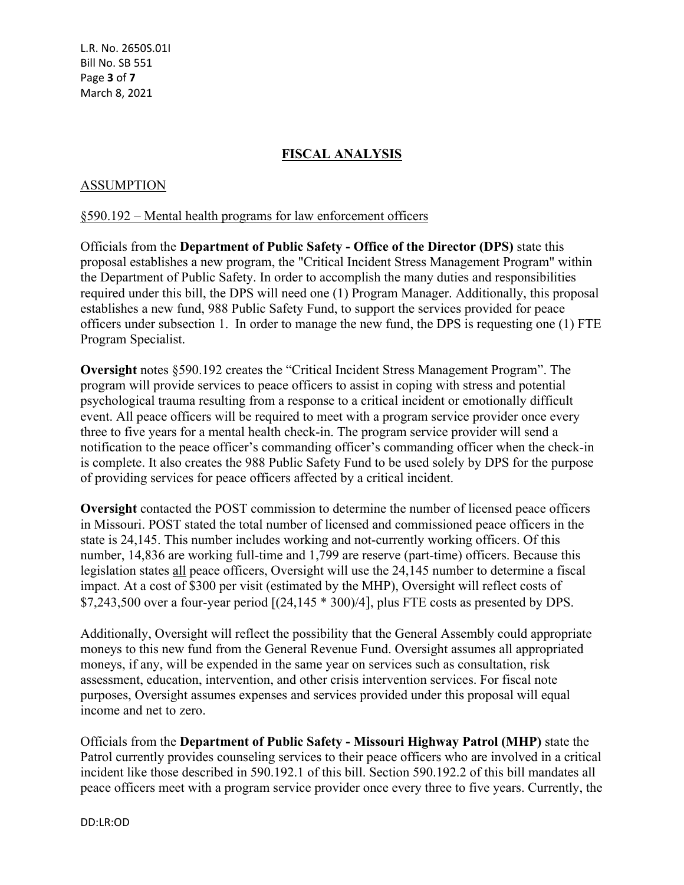## FISCAL ANALYSIS

### ASSUMPTION

§590.192 – Mental health programs for law enforcement officers

Officials from the **Department of Public Safety - Office of the Director (DPS)** state this proposal establishes a new program, the "Critical Incident Stress Management Program" within the Department of Public Safety. In order to accomplish the many duties and responsibilities required under this bill, the DPS will need one (1) Program Manager. Additionally, this proposal establishes a new fund, 988 Public Safety Fund, to support the services provided for peace officers under subsection 1. In order to manage the new fund, the DPS is requesting one (1) FTE Program Specialist.

**Oversight** notes §590.192 creates the "Critical Incident Stress Management Program". The program will provide services to peace officers to assist in coping with stress and potential psychological trauma resulting from a response to a critical incident or emotionally difficult event. All peace officers will be required to meet with a program service provider once every three to five years for a mental health check-in. The program service provider will send a notification to the peace officer's commanding officer's commanding officer when the check-in is complete. It also creates the 988 Public Safety Fund to be used solely by DPS for the purpose of providing services for peace officers affected by a critical incident.

**Oversight** contacted the POST commission to determine the number of licensed peace officers in Missouri. POST stated the total number of licensed and commissioned peace officers in the state is 24,145. This number includes working and not-currently working officers. Of this number, 14,836 are working full-time and 1,799 are reserve (part-time) officers. Because this legislation states all peace officers, Oversight will use the 24,145 number to determine a fiscal impact. At a cost of $300 per visit (estimated by the MHP), Oversight will reflect costs of $7,243,500 over a four-year period [(24,145 * 300)/4], plus FTE costs as presented by DPS.

Additionally, Oversight will reflect the possibility that the General Assembly could appropriate moneys to this new fund from the General Revenue Fund. Oversight assumes all appropriated moneys, if any, will be expended in the same year on services such as consultation, risk assessment, education, intervention, and other crisis intervention services. For fiscal note purposes, Oversight assumes expenses and services provided under this proposal will equal income and net to zero.

Officials from the **Department of Public Safety - Missouri Highway Patrol (MHP)** state the Patrol currently provides counseling services to their peace officers who are involved in a critical incident like those described in 590.192.1 of this bill. Section 590.192.2 of this bill mandates all peace officers meet with a program service provider once every three to five years. Currently, the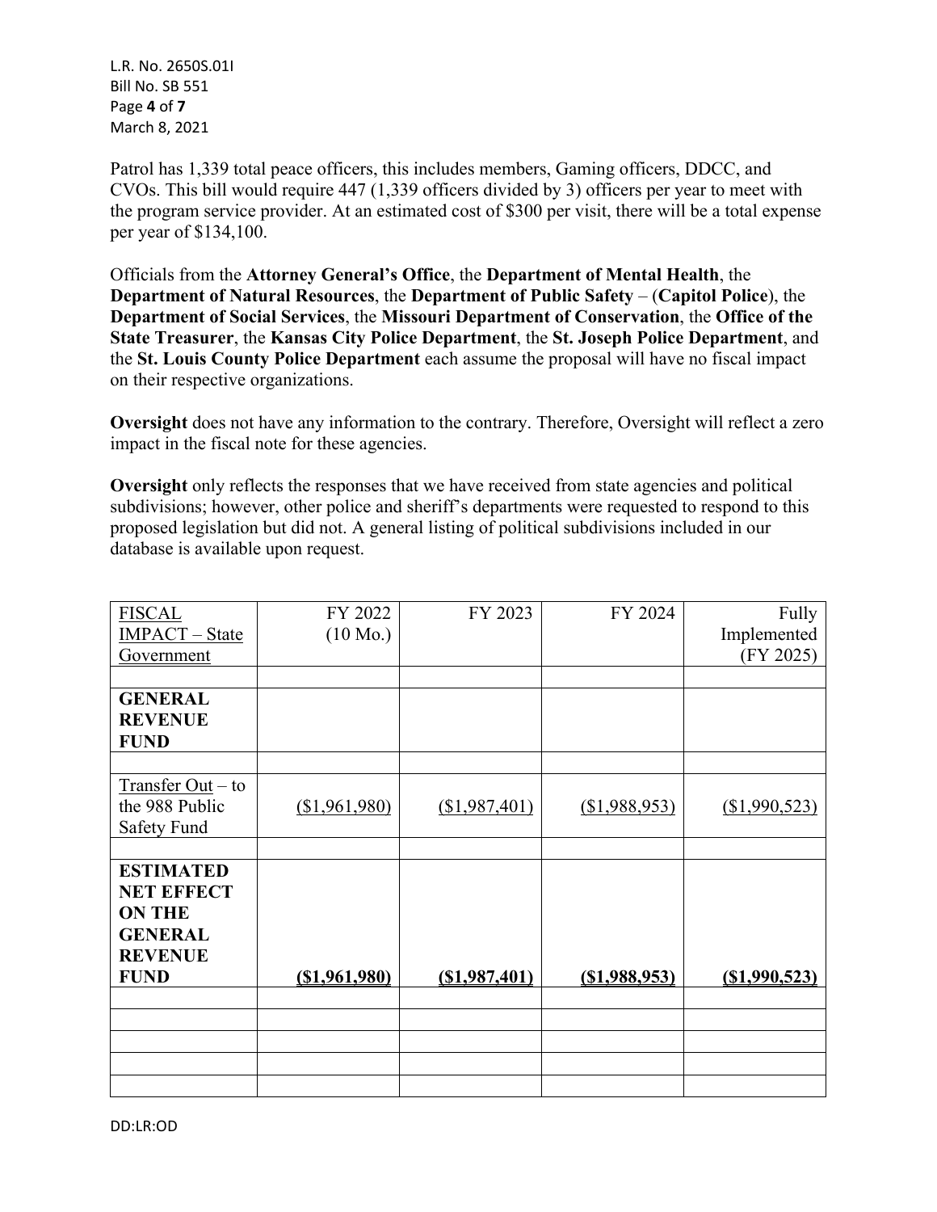Patrol has 1,339 total peace officers, this includes members, Gaming officers, DDCC, and CVOs. This bill would require 447 (1,339 officers divided by 3) officers per year to meet with the program service provider. At an estimated cost of $300 per visit, there will be a total expense per year of $134,100.

Officials from the **Attorney General's Office**, the **Department of Mental Health**, the **Department of Natural Resources**, the **Department of Public Safety** – (**Capitol Police**), the **Department of Social Services**, the **Missouri Department of Conservation**, the **Office of the State Treasurer**, the **Kansas City Police Department**, the **St. Joseph Police Department**, and the **St. Louis County Police Department** each assume the proposal will have no fiscal impact on their respective organizations.

**Oversight** does not have any information to the contrary. Therefore, Oversight will reflect a zero impact in the fiscal note for these agencies.

**Oversight** only reflects the responses that we have received from state agencies and political subdivisions; however, other police and sheriff's departments were requested to respond to this proposed legislation but did not. A general listing of political subdivisions included in our database is available upon request.

| FISCAL IMPACT – State Government | FY 2022 (10 Mo.) | FY 2023 | FY 2024 | Fully Implemented (FY 2025) |
|---|---|---|---|---|
| | | | | |
| **GENERAL REVENUE FUND** | | | | |
| | | | | |
| Transfer Out – to the 988 Public Safety Fund | ($1,961,980) | ($1,987,401) | ($1,988,953) | ($1,990,523) |
| | | | | |
| **ESTIMATED NET EFFECT ON THE GENERAL REVENUE FUND** | **($1,961,980)** | **($1,987,401)** | **($1,988,953)** | **($1,990,523)** |
| | | | | |
| | | | | |
| | | | | |
| | | | | |
| | | | | |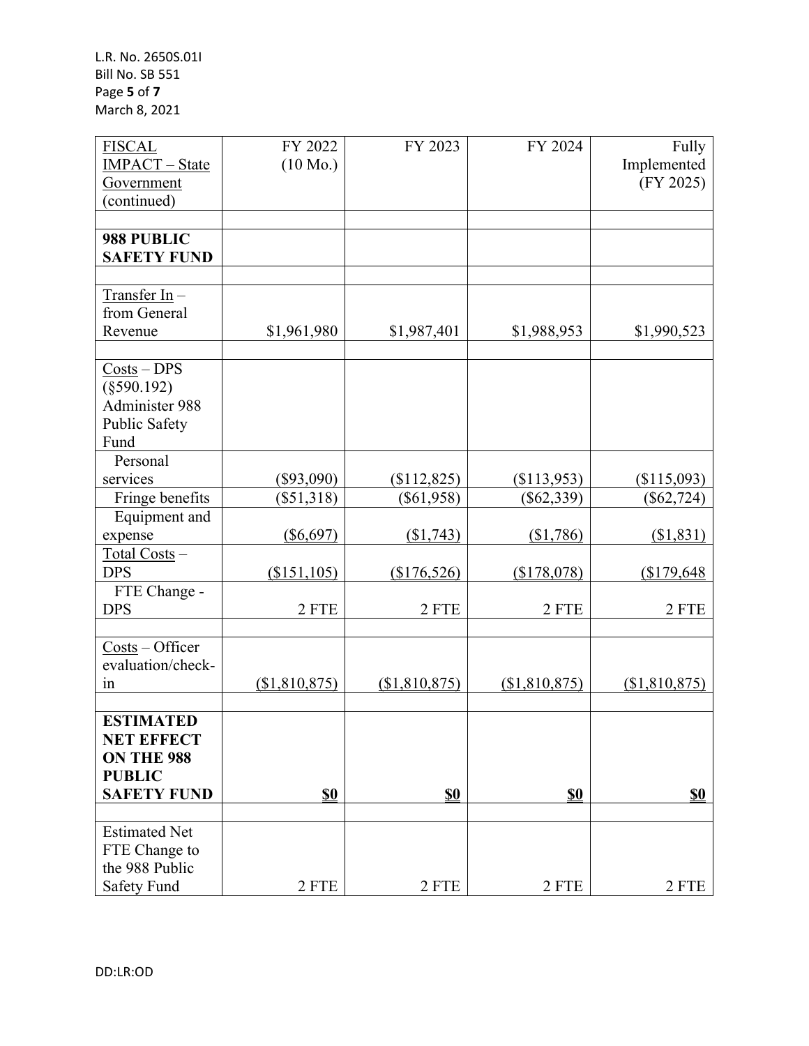| FISCAL IMPACT – State Government (continued) | FY 2022 (10 Mo.) | FY 2023 | FY 2024 | Fully Implemented (FY 2025) |
|---|---|---|---|---|
| | | | | |
| **988 PUBLIC SAFETY FUND** | | | | |
| | | | | |
| Transfer In – from General Revenue | $1,961,980 | $1,987,401 | $1,988,953 | $1,990,523 |
| | | | | |
| Costs – DPS (§590.192) Administer 988 Public Safety Fund | | | | |
| Personal services | ($93,090) | ($112,825) | ($113,953) | ($115,093) |
| Fringe benefits | ($51,318) | ($61,958) | ($62,339) | ($62,724) |
| Equipment and expense | ($6,697) | ($1,743) | ($1,786) | ($1,831) |
| Total Costs – DPS | ($151,105) | ($176,526) | ($178,078) | ($179,648 |
| FTE Change - DPS | 2 FTE | 2 FTE | 2 FTE | 2 FTE |
| | | | | |
| Costs – Officer evaluation/check-in | ($1,810,875) | ($1,810,875) | ($1,810,875) | ($1,810,875) |
| | | | | |
| **ESTIMATED NET EFFECT ON THE 988 PUBLIC SAFETY FUND** | **$0** | **$0** | **$0** | **$0** |
| | | | | |
| Estimated Net FTE Change to the 988 Public Safety Fund | 2 FTE | 2 FTE | 2 FTE | 2 FTE |

DD:LR:OD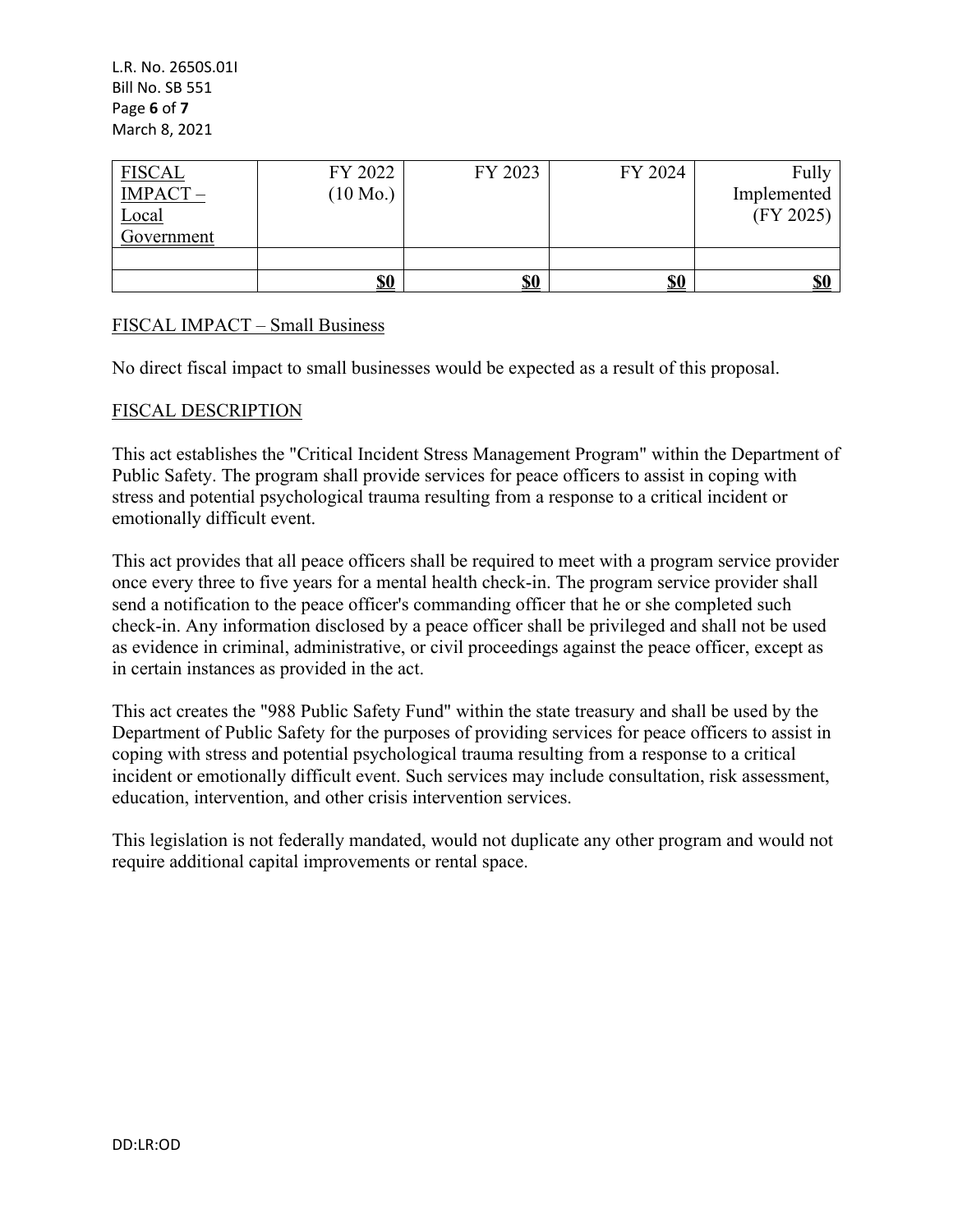| FISCAL IMPACT – Local Government | FY 2022 (10 Mo.) | FY 2023 | FY 2024 | Fully Implemented (FY 2025) |
|---|---|---|---|---|
| | | | | |
| | **$0** | **$0** | **$0** | **$0** |

FISCAL IMPACT – Small Business

No direct fiscal impact to small businesses would be expected as a result of this proposal.

FISCAL DESCRIPTION

This act establishes the "Critical Incident Stress Management Program" within the Department of Public Safety. The program shall provide services for peace officers to assist in coping with stress and potential psychological trauma resulting from a response to a critical incident or emotionally difficult event.

This act provides that all peace officers shall be required to meet with a program service provider once every three to five years for a mental health check-in. The program service provider shall send a notification to the peace officer's commanding officer that he or she completed such check-in. Any information disclosed by a peace officer shall be privileged and shall not be used as evidence in criminal, administrative, or civil proceedings against the peace officer, except as in certain instances as provided in the act.

This act creates the "988 Public Safety Fund" within the state treasury and shall be used by the Department of Public Safety for the purposes of providing services for peace officers to assist in coping with stress and potential psychological trauma resulting from a response to a critical incident or emotionally difficult event. Such services may include consultation, risk assessment, education, intervention, and other crisis intervention services.

This legislation is not federally mandated, would not duplicate any other program and would not require additional capital improvements or rental space.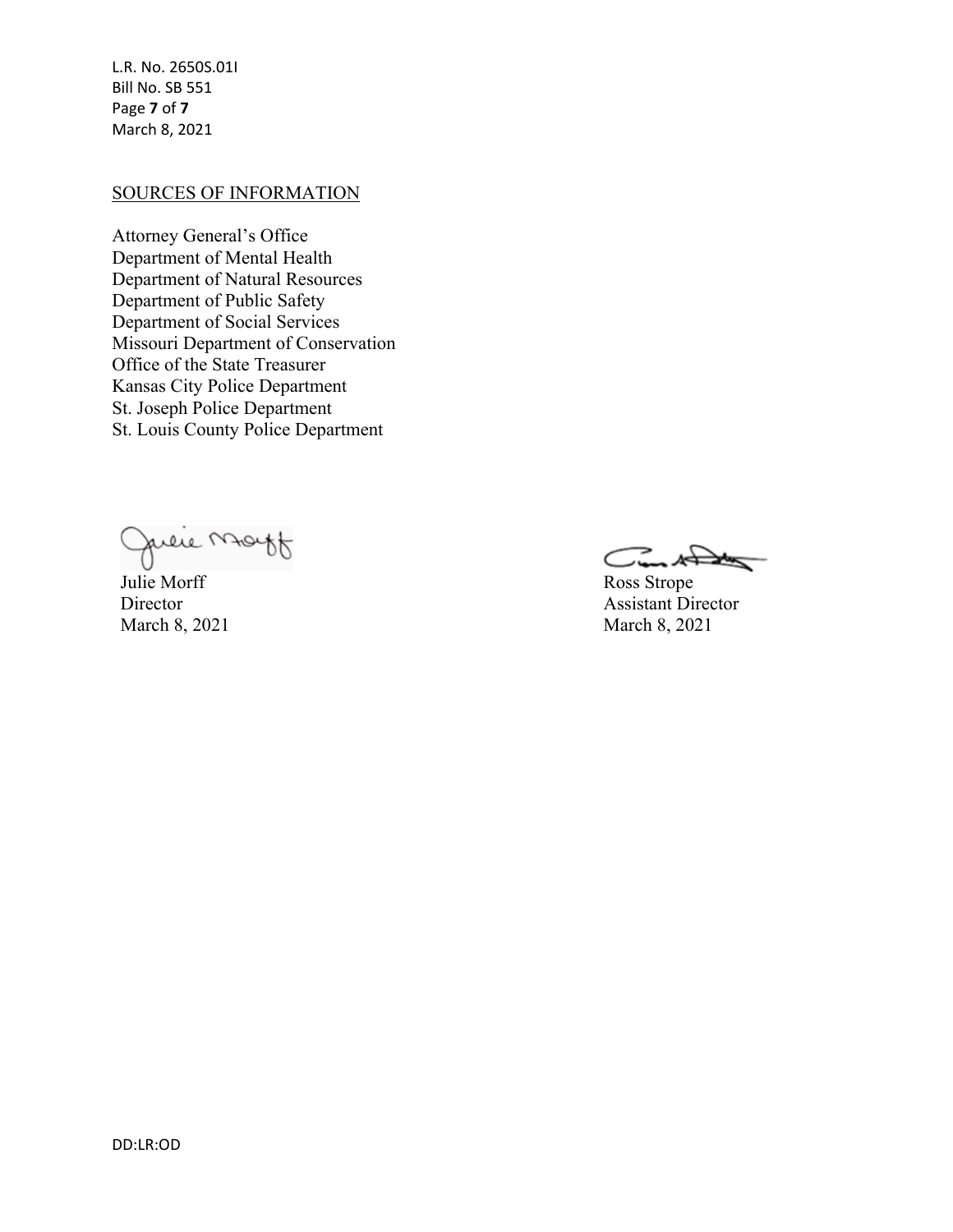SOURCES OF INFORMATION

Attorney General's Office
Department of Mental Health
Department of Natural Resources
Department of Public Safety
Department of Social Services
Missouri Department of Conservation
Office of the State Treasurer
Kansas City Police Department
St. Joseph Police Department
St. Louis County Police Department

| | |
|---|---|
| Julie Morff | Ross Strope |
| Director | Assistant Director |
| March 8, 2021 | March 8, 2021 |

DD:LR:OD